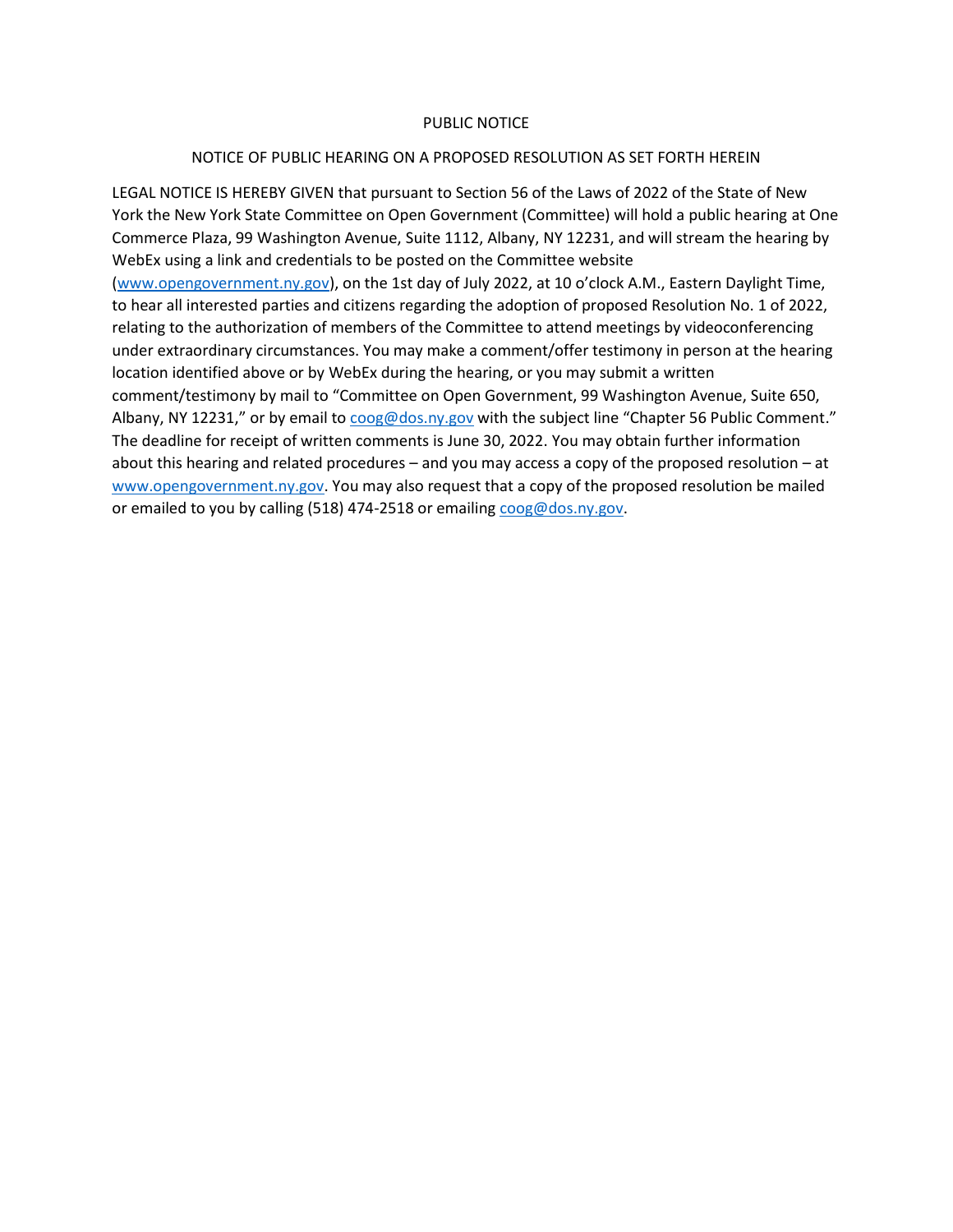PUBLIC NOTICE

NOTICE OF PUBLIC HEARING ON A PROPOSED RESOLUTION AS SET FORTH HEREIN

LEGAL NOTICE IS HEREBY GIVEN that pursuant to Section 56 of the Laws of 2022 of the State of New York the New York State Committee on Open Government (Committee) will hold a public hearing at One Commerce Plaza, 99 Washington Avenue, Suite 1112, Albany, NY 12231, and will stream the hearing by WebEx using a link and credentials to be posted on the Committee website (www.opengovernment.ny.gov), on the 1st day of July 2022, at 10 o'clock A.M., Eastern Daylight Time, to hear all interested parties and citizens regarding the adoption of proposed Resolution No. 1 of 2022, relating to the authorization of members of the Committee to attend meetings by videoconferencing under extraordinary circumstances. You may make a comment/offer testimony in person at the hearing location identified above or by WebEx during the hearing, or you may submit a written comment/testimony by mail to "Committee on Open Government, 99 Washington Avenue, Suite 650, Albany, NY 12231," or by email to coog@dos.ny.gov with the subject line "Chapter 56 Public Comment." The deadline for receipt of written comments is June 30, 2022. You may obtain further information about this hearing and related procedures – and you may access a copy of the proposed resolution – at www.opengovernment.ny.gov. You may also request that a copy of the proposed resolution be mailed or emailed to you by calling (518) 474-2518 or emailing coog@dos.ny.gov.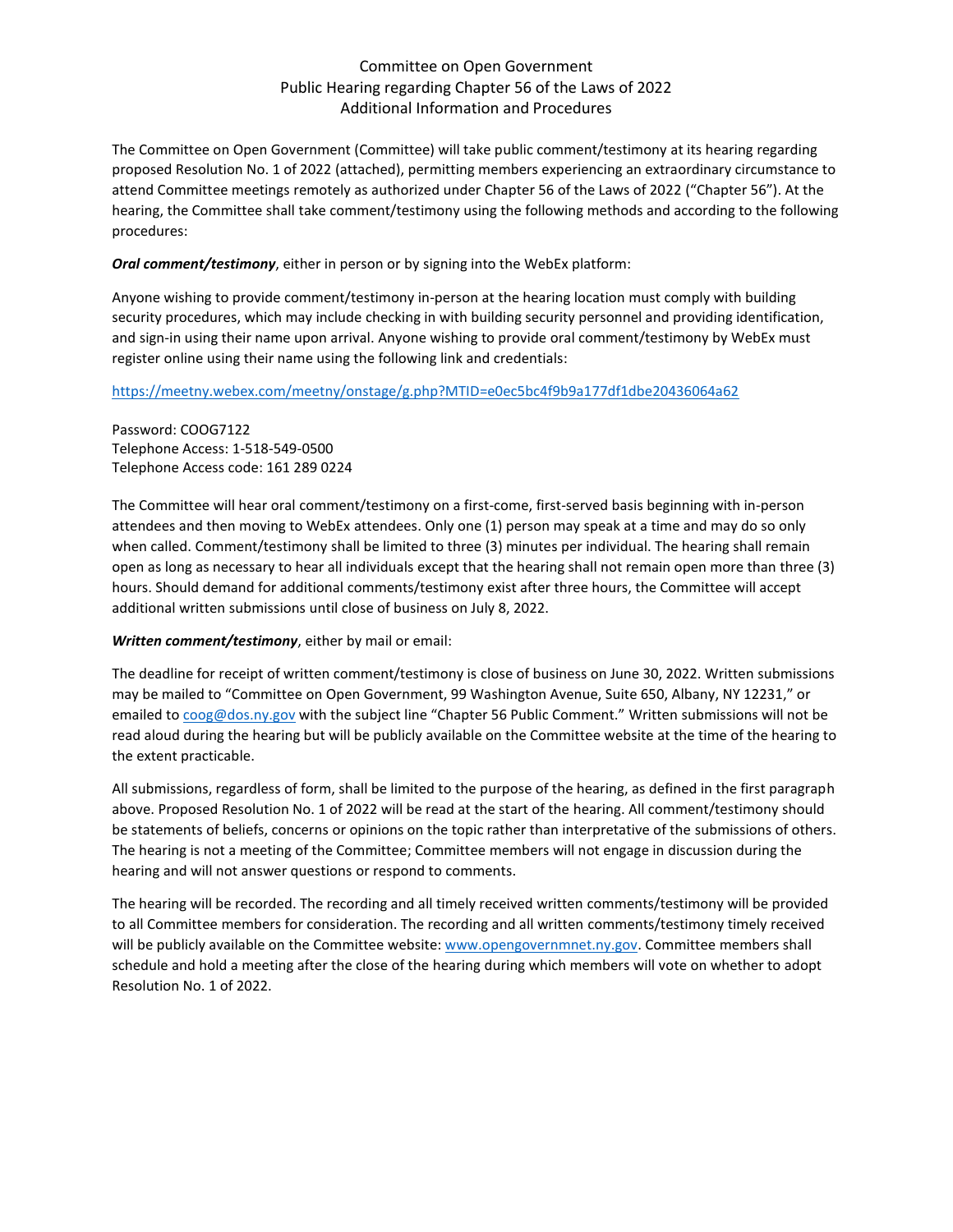# Committee on Open Government
## Public Hearing regarding Chapter 56 of the Laws of 2022
## Additional Information and Procedures

The Committee on Open Government (Committee) will take public comment/testimony at its hearing regarding proposed Resolution No. 1 of 2022 (attached), permitting members experiencing an extraordinary circumstance to attend Committee meetings remotely as authorized under Chapter 56 of the Laws of 2022 ("Chapter 56"). At the hearing, the Committee shall take comment/testimony using the following methods and according to the following procedures:

***Oral comment/testimony***, either in person or by signing into the WebEx platform:

Anyone wishing to provide comment/testimony in-person at the hearing location must comply with building security procedures, which may include checking in with building security personnel and providing identification, and sign-in using their name upon arrival. Anyone wishing to provide oral comment/testimony by WebEx must register online using their name using the following link and credentials:

https://meetny.webex.com/meetny/onstage/g.php?MTID=e0ec5bc4f9b9a177df1dbe20436064a62

Password: COOG7122
Telephone Access: 1-518-549-0500
Telephone Access code: 161 289 0224

The Committee will hear oral comment/testimony on a first-come, first-served basis beginning with in-person attendees and then moving to WebEx attendees. Only one (1) person may speak at a time and may do so only when called. Comment/testimony shall be limited to three (3) minutes per individual. The hearing shall remain open as long as necessary to hear all individuals except that the hearing shall not remain open more than three (3) hours. Should demand for additional comments/testimony exist after three hours, the Committee will accept additional written submissions until close of business on July 8, 2022.

***Written comment/testimony***, either by mail or email:

The deadline for receipt of written comment/testimony is close of business on June 30, 2022. Written submissions may be mailed to "Committee on Open Government, 99 Washington Avenue, Suite 650, Albany, NY 12231," or emailed to coog@dos.ny.gov with the subject line "Chapter 56 Public Comment." Written submissions will not be read aloud during the hearing but will be publicly available on the Committee website at the time of the hearing to the extent practicable.

All submissions, regardless of form, shall be limited to the purpose of the hearing, as defined in the first paragraph above. Proposed Resolution No. 1 of 2022 will be read at the start of the hearing. All comment/testimony should be statements of beliefs, concerns or opinions on the topic rather than interpretative of the submissions of others. The hearing is not a meeting of the Committee; Committee members will not engage in discussion during the hearing and will not answer questions or respond to comments.

The hearing will be recorded. The recording and all timely received written comments/testimony will be provided to all Committee members for consideration. The recording and all written comments/testimony timely received will be publicly available on the Committee website: www.opengovernmnet.ny.gov. Committee members shall schedule and hold a meeting after the close of the hearing during which members will vote on whether to adopt Resolution No. 1 of 2022.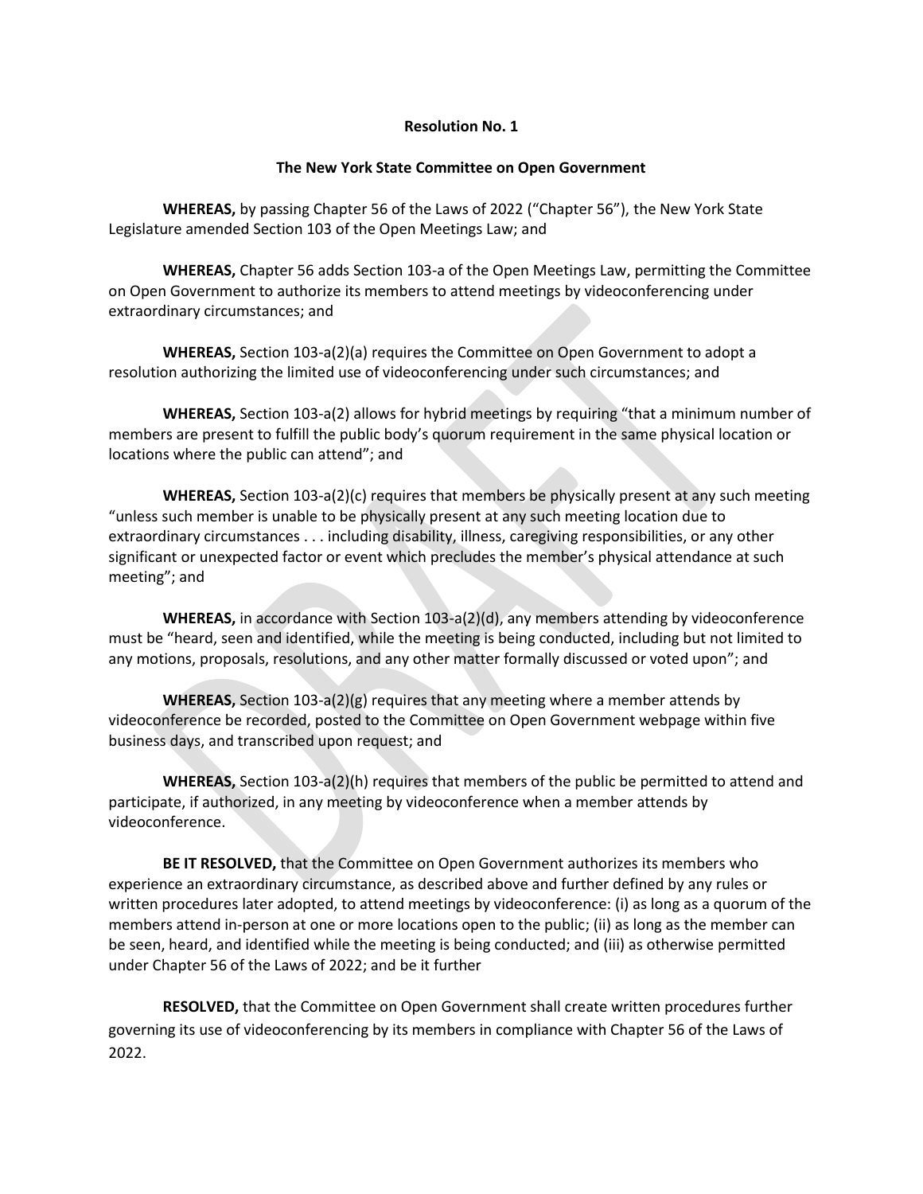**Resolution No. 1**

**The New York State Committee on Open Government**

**WHEREAS,** by passing Chapter 56 of the Laws of 2022 ("Chapter 56"), the New York State Legislature amended Section 103 of the Open Meetings Law; and

**WHEREAS,** Chapter 56 adds Section 103-a of the Open Meetings Law, permitting the Committee on Open Government to authorize its members to attend meetings by videoconferencing under extraordinary circumstances; and

**WHEREAS,** Section 103-a(2)(a) requires the Committee on Open Government to adopt a resolution authorizing the limited use of videoconferencing under such circumstances; and

**WHEREAS,** Section 103-a(2) allows for hybrid meetings by requiring "that a minimum number of members are present to fulfill the public body's quorum requirement in the same physical location or locations where the public can attend"; and

**WHEREAS,** Section 103-a(2)(c) requires that members be physically present at any such meeting "unless such member is unable to be physically present at any such meeting location due to extraordinary circumstances . . . including disability, illness, caregiving responsibilities, or any other significant or unexpected factor or event which precludes the member's physical attendance at such meeting"; and

**WHEREAS,** in accordance with Section 103-a(2)(d), any members attending by videoconference must be "heard, seen and identified, while the meeting is being conducted, including but not limited to any motions, proposals, resolutions, and any other matter formally discussed or voted upon"; and

**WHEREAS,** Section 103-a(2)(g) requires that any meeting where a member attends by videoconference be recorded, posted to the Committee on Open Government webpage within five business days, and transcribed upon request; and

**WHEREAS,** Section 103-a(2)(h) requires that members of the public be permitted to attend and participate, if authorized, in any meeting by videoconference when a member attends by videoconference.

**BE IT RESOLVED,** that the Committee on Open Government authorizes its members who experience an extraordinary circumstance, as described above and further defined by any rules or written procedures later adopted, to attend meetings by videoconference: (i) as long as a quorum of the members attend in-person at one or more locations open to the public; (ii) as long as the member can be seen, heard, and identified while the meeting is being conducted; and (iii) as otherwise permitted under Chapter 56 of the Laws of 2022; and be it further

**RESOLVED,** that the Committee on Open Government shall create written procedures further governing its use of videoconferencing by its members in compliance with Chapter 56 of the Laws of 2022.